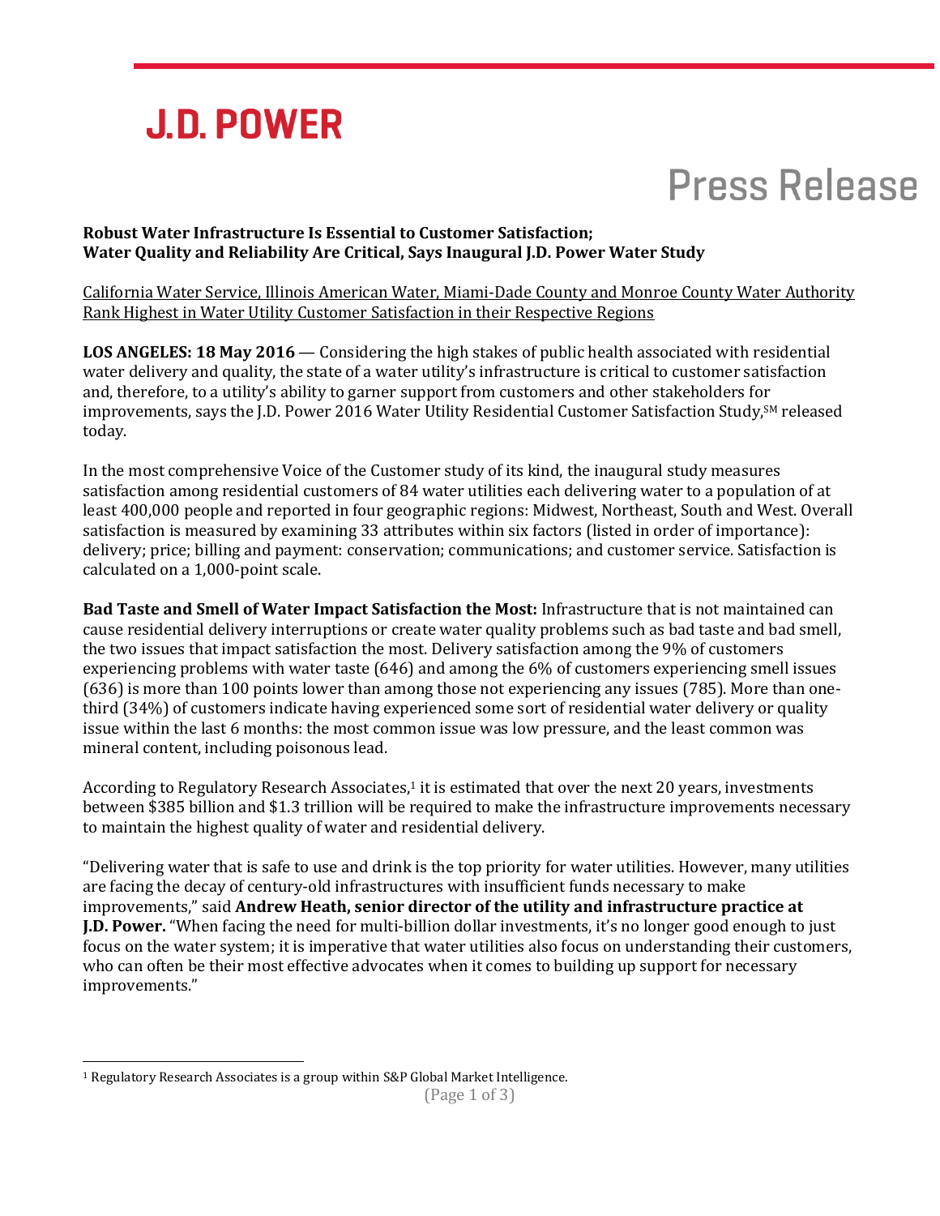J.D. POWER

Press Release

**Robust Water Infrastructure Is Essential to Customer Satisfaction; Water Quality and Reliability Are Critical, Says Inaugural J.D. Power Water Study**

California Water Service, Illinois American Water, Miami-Dade County and Monroe County Water Authority Rank Highest in Water Utility Customer Satisfaction in their Respective Regions

**LOS ANGELES: 18 May 2016** — Considering the high stakes of public health associated with residential water delivery and quality, the state of a water utility's infrastructure is critical to customer satisfaction and, therefore, to a utility's ability to garner support from customers and other stakeholders for improvements, says the J.D. Power 2016 Water Utility Residential Customer Satisfaction Study,SM released today.

In the most comprehensive Voice of the Customer study of its kind, the inaugural study measures satisfaction among residential customers of 84 water utilities each delivering water to a population of at least 400,000 people and reported in four geographic regions: Midwest, Northeast, South and West. Overall satisfaction is measured by examining 33 attributes within six factors (listed in order of importance): delivery; price; billing and payment: conservation; communications; and customer service. Satisfaction is calculated on a 1,000-point scale.

**Bad Taste and Smell of Water Impact Satisfaction the Most:** Infrastructure that is not maintained can cause residential delivery interruptions or create water quality problems such as bad taste and bad smell, the two issues that impact satisfaction the most. Delivery satisfaction among the 9% of customers experiencing problems with water taste (646) and among the 6% of customers experiencing smell issues (636) is more than 100 points lower than among those not experiencing any issues (785). More than one-third (34%) of customers indicate having experienced some sort of residential water delivery or quality issue within the last 6 months: the most common issue was low pressure, and the least common was mineral content, including poisonous lead.

According to Regulatory Research Associates,[1] it is estimated that over the next 20 years, investments between $385 billion and $1.3 trillion will be required to make the infrastructure improvements necessary to maintain the highest quality of water and residential delivery.

"Delivering water that is safe to use and drink is the top priority for water utilities. However, many utilities are facing the decay of century-old infrastructures with insufficient funds necessary to make improvements," said **Andrew Heath, senior director of the utility and infrastructure practice at J.D. Power.** "When facing the need for multi-billion dollar investments, it's no longer good enough to just focus on the water system; it is imperative that water utilities also focus on understanding their customers, who can often be their most effective advocates when it comes to building up support for necessary improvements."

[1] Regulatory Research Associates is a group within S&P Global Market Intelligence.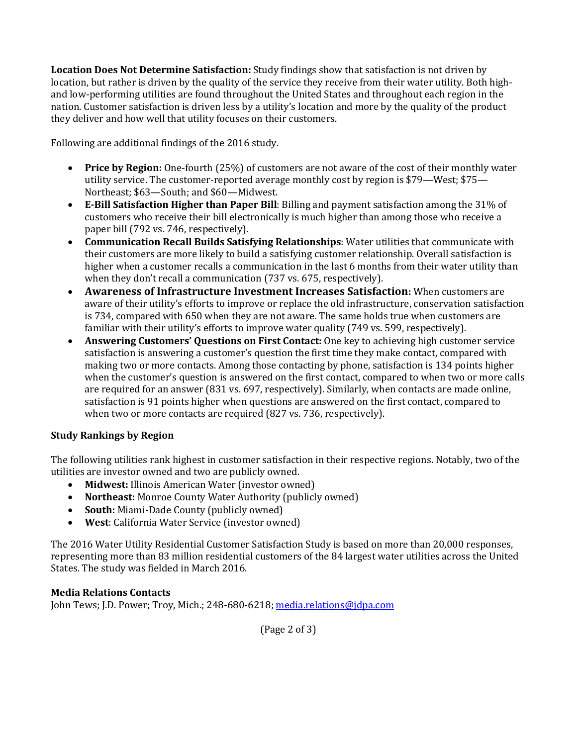**Location Does Not Determine Satisfaction:** Study findings show that satisfaction is not driven by location, but rather is driven by the quality of the service they receive from their water utility. Both high- and low-performing utilities are found throughout the United States and throughout each region in the nation. Customer satisfaction is driven less by a utility's location and more by the quality of the product they deliver and how well that utility focuses on their customers.

Following are additional findings of the 2016 study.

- **Price by Region:** One-fourth (25%) of customers are not aware of the cost of their monthly water utility service. The customer-reported average monthly cost by region is $79—West; $75—Northeast; $63—South; and $60—Midwest.
- **E-Bill Satisfaction Higher than Paper Bill**: Billing and payment satisfaction among the 31% of customers who receive their bill electronically is much higher than among those who receive a paper bill (792 vs. 746, respectively).
- **Communication Recall Builds Satisfying Relationships**: Water utilities that communicate with their customers are more likely to build a satisfying customer relationship. Overall satisfaction is higher when a customer recalls a communication in the last 6 months from their water utility than when they don't recall a communication (737 vs. 675, respectively).
- **Awareness of Infrastructure Investment Increases Satisfaction:** When customers are aware of their utility's efforts to improve or replace the old infrastructure, conservation satisfaction is 734, compared with 650 when they are not aware. The same holds true when customers are familiar with their utility's efforts to improve water quality (749 vs. 599, respectively).
- **Answering Customers' Questions on First Contact:** One key to achieving high customer service satisfaction is answering a customer's question the first time they make contact, compared with making two or more contacts. Among those contacting by phone, satisfaction is 134 points higher when the customer's question is answered on the first contact, compared to when two or more calls are required for an answer (831 vs. 697, respectively). Similarly, when contacts are made online, satisfaction is 91 points higher when questions are answered on the first contact, compared to when two or more contacts are required (827 vs. 736, respectively).

**Study Rankings by Region**

The following utilities rank highest in customer satisfaction in their respective regions. Notably, two of the utilities are investor owned and two are publicly owned.

- **Midwest:** Illinois American Water (investor owned)
- **Northeast:** Monroe County Water Authority (publicly owned)
- **South:** Miami-Dade County (publicly owned)
- **West**: California Water Service (investor owned)

The 2016 Water Utility Residential Customer Satisfaction Study is based on more than 20,000 responses, representing more than 83 million residential customers of the 84 largest water utilities across the United States. The study was fielded in March 2016.

**Media Relations Contacts**

John Tews; J.D. Power; Troy, Mich.; 248-680-6218; media.relations@jdpa.com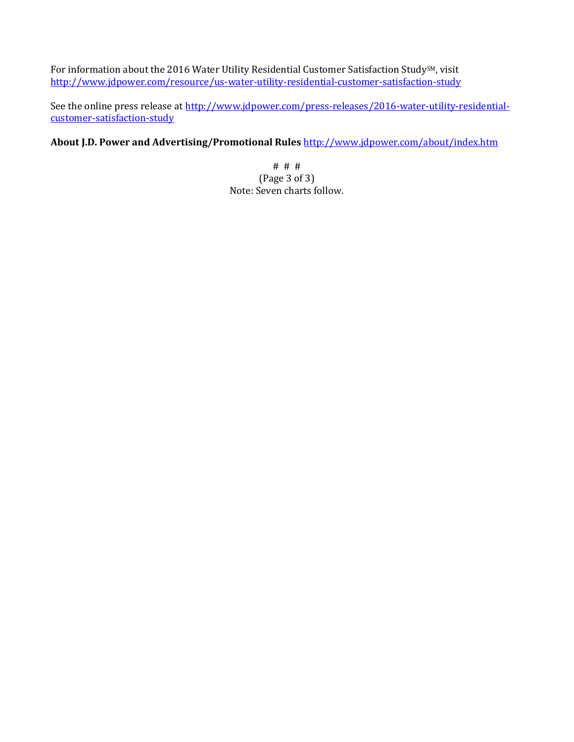For information about the 2016 Water Utility Residential Customer Satisfaction Study[SM], visit [http://www.jdpower.com/resource/us-water-utility-residential-customer-satisfaction-study](http://www.jdpower.com/resource/us-water-utility-residential-customer-satisfaction-study)

See the online press release at [http://www.jdpower.com/press-releases/2016-water-utility-residential-customer-satisfaction-study](http://www.jdpower.com/press-releases/2016-water-utility-residential-customer-satisfaction-study)

**About J.D. Power and Advertising/Promotional Rules** [http://www.jdpower.com/about/index.htm](http://www.jdpower.com/about/index.htm)

\# # #

Note: Seven charts follow.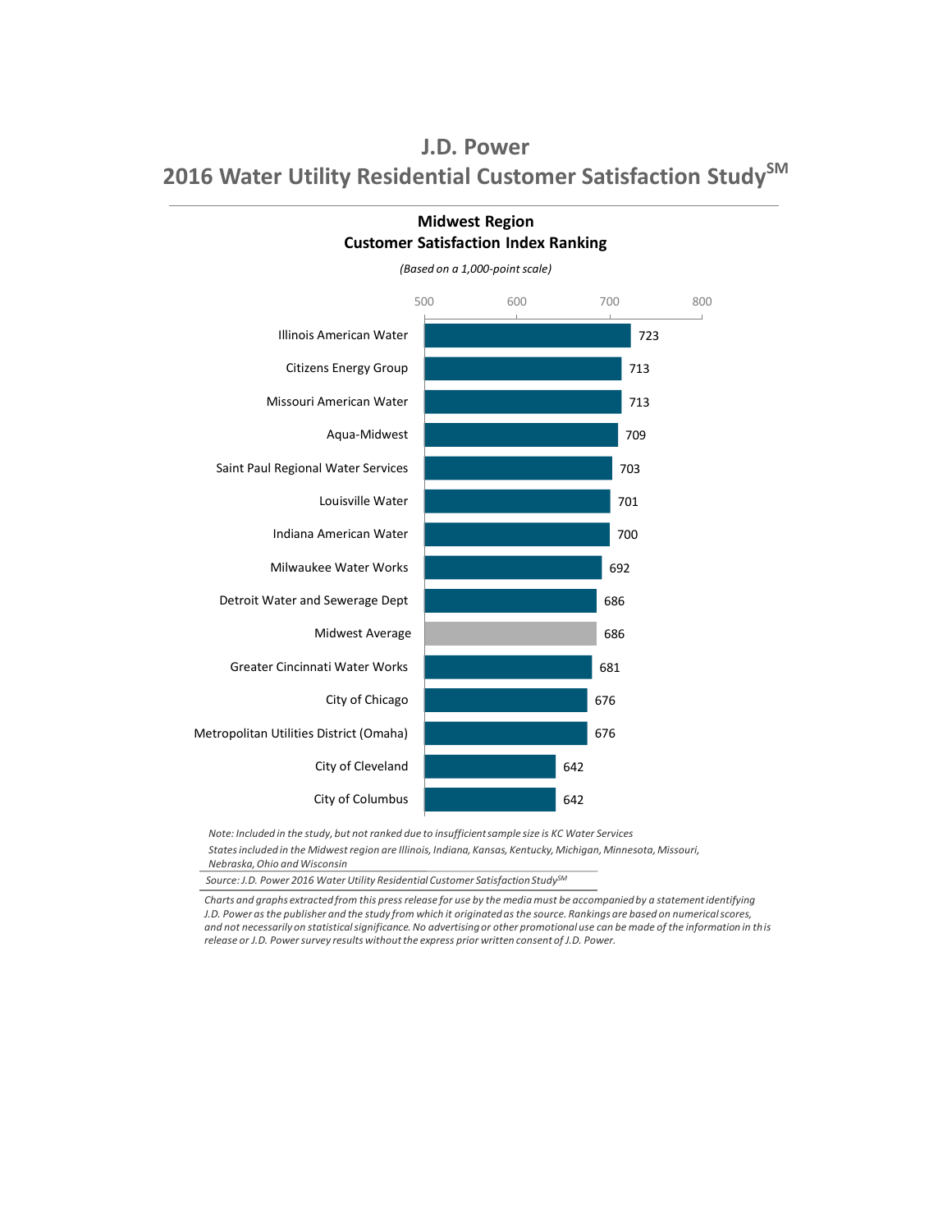# J.D. Power

## 2016 Water Utility Residential Customer Satisfaction Study[SM]

### Midwest Region
### Customer Satisfaction Index Ranking

*(Based on a 1,000-point scale)*

| Utility | Score |
|---|---|
| Illinois American Water | 723 |
| Citizens Energy Group | 713 |
| Missouri American Water | 713 |
| Aqua-Midwest | 709 |
| Saint Paul Regional Water Services | 703 |
| Louisville Water | 701 |
| Indiana American Water | 700 |
| Milwaukee Water Works | 692 |
| Detroit Water and Sewerage Dept | 686 |
| Midwest Average | 686 |
| Greater Cincinnati Water Works | 681 |
| City of Chicago | 676 |
| Metropolitan Utilities District (Omaha) | 676 |
| City of Cleveland | 642 |
| City of Columbus | 642 |

*Note: Included in the study, but not ranked due to insufficient sample size is KC Water Services*

*States included in the Midwest region are Illinois, Indiana, Kansas, Kentucky, Michigan, Minnesota, Missouri, Nebraska, Ohio and Wisconsin*

*Source: J.D. Power 2016 Water Utility Residential Customer Satisfaction Study[SM]*

*Charts and graphs extracted from this press release for use by the media must be accompanied by a statement identifying J.D. Power as the publisher and the study from which it originated as the source. Rankings are based on numerical scores, and not necessarily on statistical significance. No advertising or other promotional use can be made of the information in this release or J.D. Power survey results without the express prior written consent of J.D. Power.*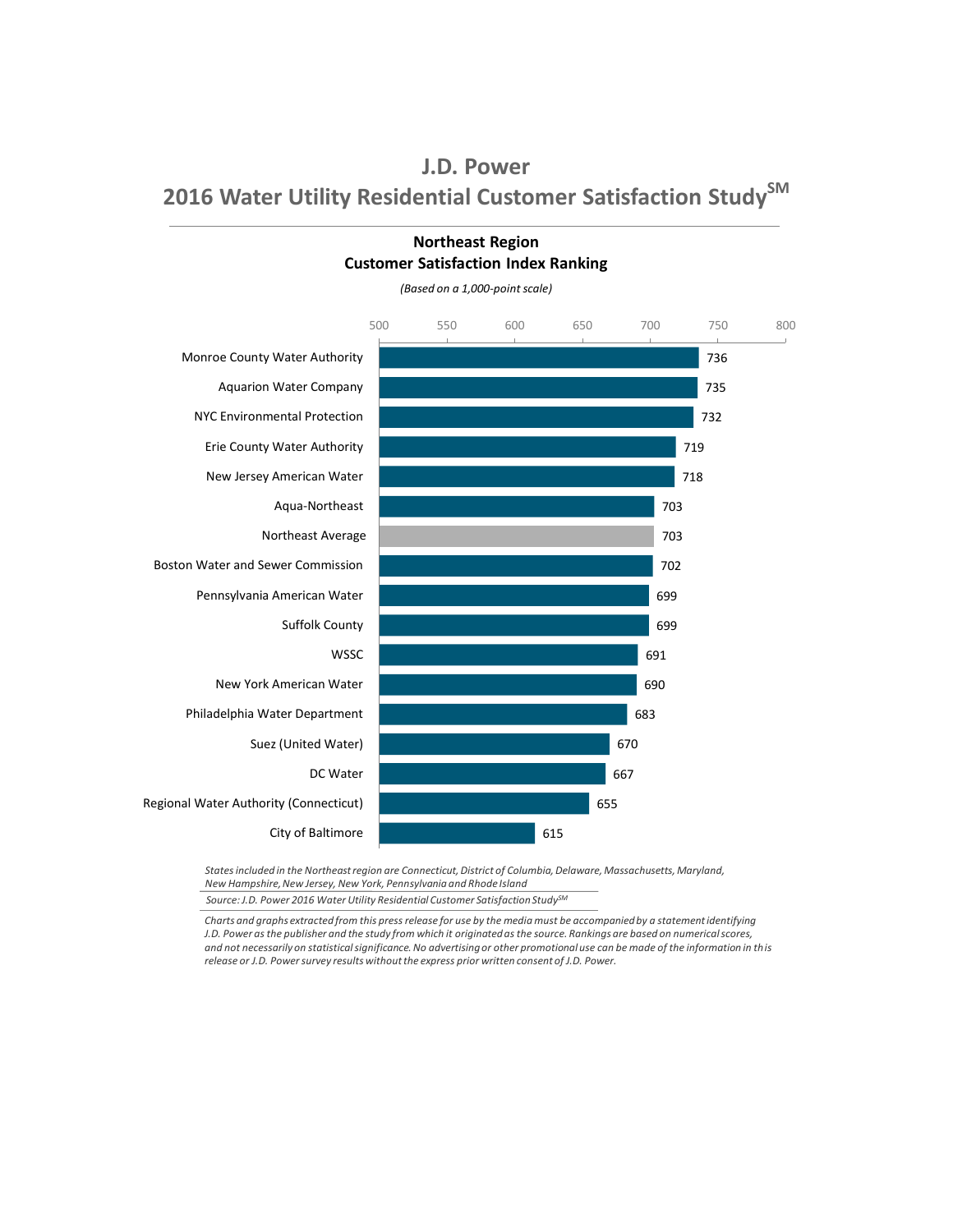# J.D. Power

## 2016 Water Utility Residential Customer Satisfaction Study[SM]

### Northeast Region
### Customer Satisfaction Index Ranking

*(Based on a 1,000-point scale)*

| Utility | Score |
|---|---|
| Monroe County Water Authority | 736 |
| Aquarion Water Company | 735 |
| NYC Environmental Protection | 732 |
| Erie County Water Authority | 719 |
| New Jersey American Water | 718 |
| Aqua-Northeast | 703 |
| Northeast Average | 703 |
| Boston Water and Sewer Commission | 702 |
| Pennsylvania American Water | 699 |
| Suffolk County | 699 |
| WSSC | 691 |
| New York American Water | 690 |
| Philadelphia Water Department | 683 |
| Suez (United Water) | 670 |
| DC Water | 667 |
| Regional Water Authority (Connecticut) | 655 |
| City of Baltimore | 615 |

*States included in the Northeast region are Connecticut, District of Columbia, Delaware, Massachusetts, Maryland, New Hampshire, New Jersey, New York, Pennsylvania and Rhode Island*

*Source: J.D. Power 2016 Water Utility Residential Customer Satisfaction Study[SM]*

*Charts and graphs extracted from this press release for use by the media must be accompanied by a statement identifying J.D. Power as the publisher and the study from which it originated as the source. Rankings are based on numerical scores, and not necessarily on statistical significance. No advertising or other promotional use can be made of the information in this release or J.D. Power survey results without the express prior written consent of J.D. Power.*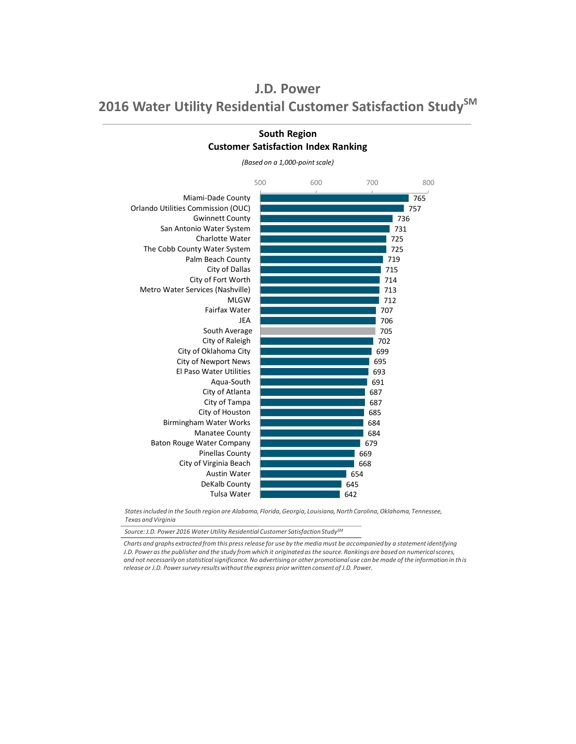# J.D. Power
## 2016 Water Utility Residential Customer Satisfaction Study[SM]

### South Region
### Customer Satisfaction Index Ranking

*(Based on a 1,000-point scale)*

| Utility | Score |
|---|---|
| Miami-Dade County | 765 |
| Orlando Utilities Commission (OUC) | 757 |
| Gwinnett County | 736 |
| San Antonio Water System | 731 |
| Charlotte Water | 725 |
| The Cobb County Water System | 725 |
| Palm Beach County | 719 |
| City of Dallas | 715 |
| City of Fort Worth | 714 |
| Metro Water Services (Nashville) | 713 |
| MLGW | 712 |
| Fairfax Water | 707 |
| JEA | 706 |
| South Average | 705 |
| City of Raleigh | 702 |
| City of Oklahoma City | 699 |
| City of Newport News | 695 |
| El Paso Water Utilities | 693 |
| Aqua-South | 691 |
| City of Atlanta | 687 |
| City of Tampa | 687 |
| City of Houston | 685 |
| Birmingham Water Works | 684 |
| Manatee County | 684 |
| Baton Rouge Water Company | 679 |
| Pinellas County | 669 |
| City of Virginia Beach | 668 |
| Austin Water | 654 |
| DeKalb County | 645 |
| Tulsa Water | 642 |

*States included in the South region are Alabama, Florida, Georgia, Louisiana, North Carolina, Oklahoma, Tennessee, Texas and Virginia*

*Source: J.D. Power 2016 Water Utility Residential Customer Satisfaction Study[SM]*

*Charts and graphs extracted from this press release for use by the media must be accompanied by a statement identifying J.D. Power as the publisher and the study from which it originated as the source. Rankings are based on numerical scores, and not necessarily on statistical significance. No advertising or other promotional use can be made of the information in this release or J.D. Power survey results without the express prior written consent of J.D. Power.*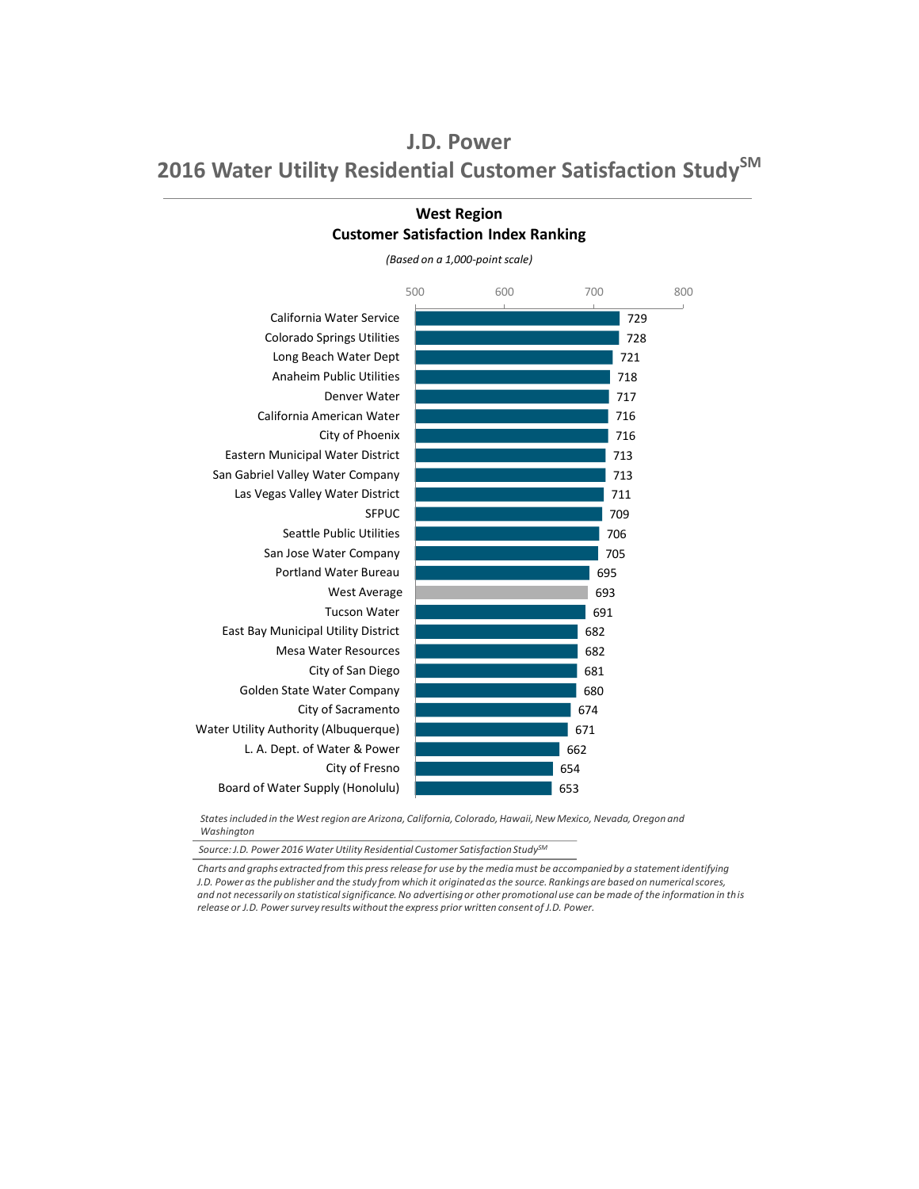# J.D. Power

## 2016 Water Utility Residential Customer Satisfaction Study[SM]

### West Region
### Customer Satisfaction Index Ranking

*(Based on a 1,000-point scale)*

| Utility | Score |
|---|---|
| California Water Service | 729 |
| Colorado Springs Utilities | 728 |
| Long Beach Water Dept | 721 |
| Anaheim Public Utilities | 718 |
| Denver Water | 717 |
| California American Water | 716 |
| City of Phoenix | 716 |
| Eastern Municipal Water District | 713 |
| San Gabriel Valley Water Company | 713 |
| Las Vegas Valley Water District | 711 |
| SFPUC | 709 |
| Seattle Public Utilities | 706 |
| San Jose Water Company | 705 |
| Portland Water Bureau | 695 |
| West Average | 693 |
| Tucson Water | 691 |
| East Bay Municipal Utility District | 682 |
| Mesa Water Resources | 682 |
| City of San Diego | 681 |
| Golden State Water Company | 680 |
| City of Sacramento | 674 |
| Water Utility Authority (Albuquerque) | 671 |
| L. A. Dept. of Water & Power | 662 |
| City of Fresno | 654 |
| Board of Water Supply (Honolulu) | 653 |

*States included in the West region are Arizona, California, Colorado, Hawaii, New Mexico, Nevada, Oregon and Washington*

*Source: J.D. Power 2016 Water Utility Residential Customer Satisfaction Study[SM]*

*Charts and graphs extracted from this press release for use by the media must be accompanied by a statement identifying J.D. Power as the publisher and the study from which it originated as the source. Rankings are based on numerical scores, and not necessarily on statistical significance. No advertising or other promotional use can be made of the information in this release or J.D. Power survey results without the express prior written consent of J.D. Power.*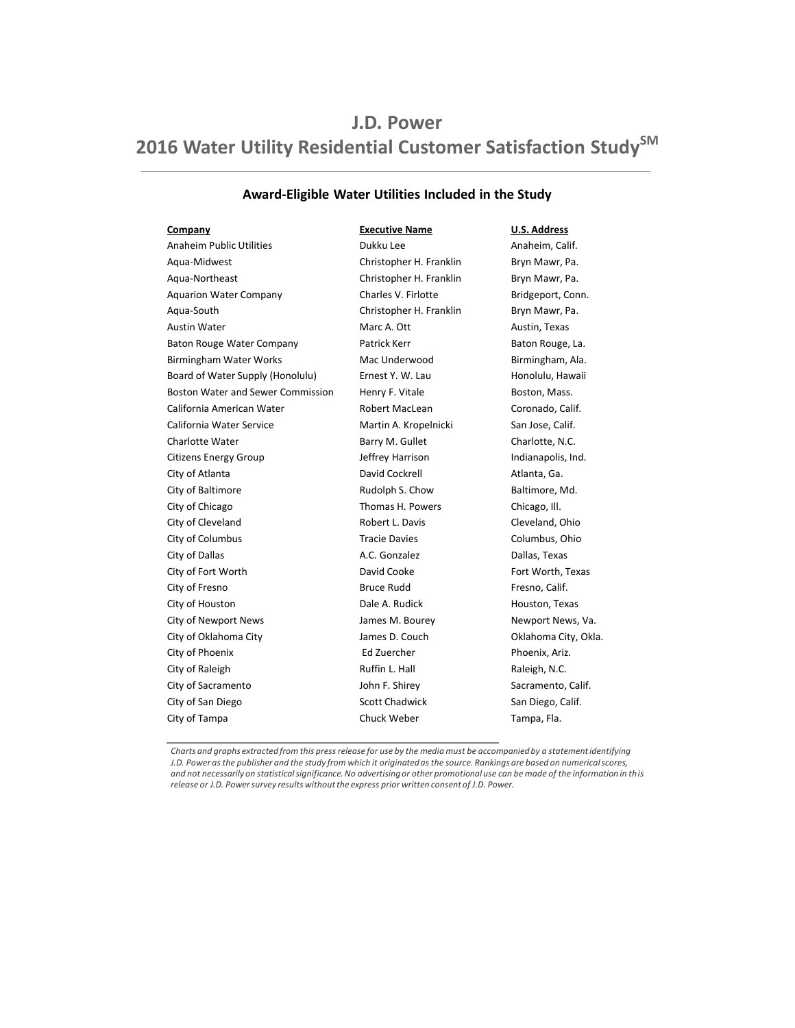# J.D. Power

# 2016 Water Utility Residential Customer Satisfaction Study℠

## Award-Eligible Water Utilities Included in the Study

| Company | Executive Name | U.S. Address |
| --- | --- | --- |
| Anaheim Public Utilities | Dukku Lee | Anaheim, Calif. |
| Aqua-Midwest | Christopher H. Franklin | Bryn Mawr, Pa. |
| Aqua-Northeast | Christopher H. Franklin | Bryn Mawr, Pa. |
| Aquarion Water Company | Charles V. Firlotte | Bridgeport, Conn. |
| Aqua-South | Christopher H. Franklin | Bryn Mawr, Pa. |
| Austin Water | Marc A. Ott | Austin, Texas |
| Baton Rouge Water Company | Patrick Kerr | Baton Rouge, La. |
| Birmingham Water Works | Mac Underwood | Birmingham, Ala. |
| Board of Water Supply (Honolulu) | Ernest Y. W. Lau | Honolulu, Hawaii |
| Boston Water and Sewer Commission | Henry F. Vitale | Boston, Mass. |
| California American Water | Robert MacLean | Coronado, Calif. |
| California Water Service | Martin A. Kropelnicki | San Jose, Calif. |
| Charlotte Water | Barry M. Gullet | Charlotte, N.C. |
| Citizens Energy Group | Jeffrey Harrison | Indianapolis, Ind. |
| City of Atlanta | David Cockrell | Atlanta, Ga. |
| City of Baltimore | Rudolph S. Chow | Baltimore, Md. |
| City of Chicago | Thomas H. Powers | Chicago, Ill. |
| City of Cleveland | Robert L. Davis | Cleveland, Ohio |
| City of Columbus | Tracie Davies | Columbus, Ohio |
| City of Dallas | A.C. Gonzalez | Dallas, Texas |
| City of Fort Worth | David Cooke | Fort Worth, Texas |
| City of Fresno | Bruce Rudd | Fresno, Calif. |
| City of Houston | Dale A. Rudick | Houston, Texas |
| City of Newport News | James M. Bourey | Newport News, Va. |
| City of Oklahoma City | James D. Couch | Oklahoma City, Okla. |
| City of Phoenix | Ed Zuercher | Phoenix, Ariz. |
| City of Raleigh | Ruffin L. Hall | Raleigh, N.C. |
| City of Sacramento | John F. Shirey | Sacramento, Calif. |
| City of San Diego | Scott Chadwick | San Diego, Calif. |
| City of Tampa | Chuck Weber | Tampa, Fla. |

*Charts and graphs extracted from this press release for use by the media must be accompanied by a statement identifying J.D. Power as the publisher and the study from which it originated as the source. Rankings are based on numerical scores, and not necessarily on statistical significance. No advertising or other promotional use can be made of the information in this release or J.D. Power survey results without the express prior written consent of J.D. Power.*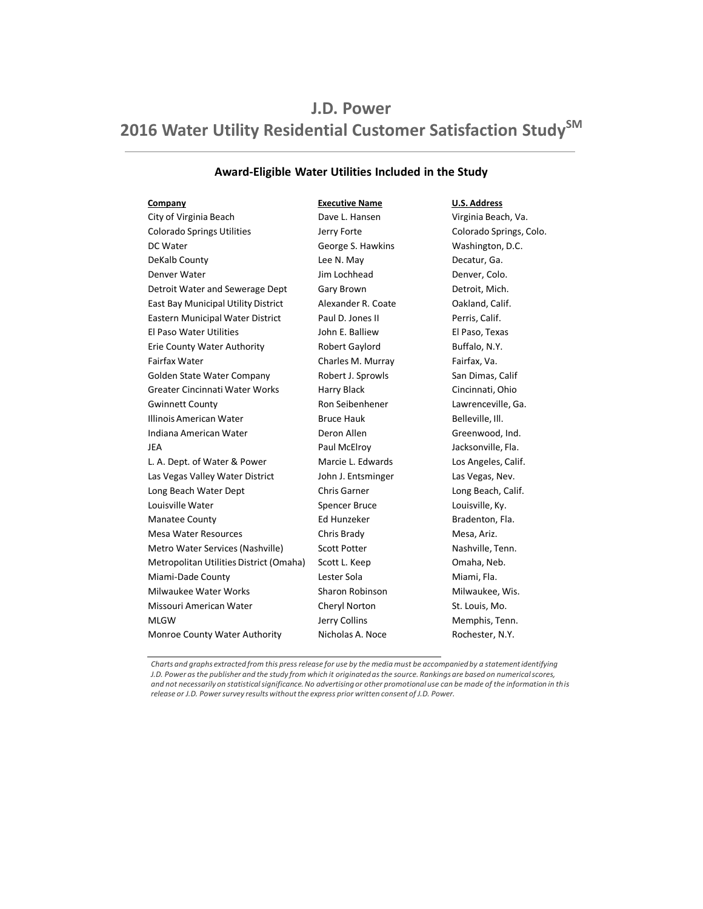# J.D. Power

# 2016 Water Utility Residential Customer Satisfaction Study$^{SM}$

### Award-Eligible Water Utilities Included in the Study

| Company | Executive Name | U.S. Address |
|---|---|---|
| City of Virginia Beach | Dave L. Hansen | Virginia Beach, Va. |
| Colorado Springs Utilities | Jerry Forte | Colorado Springs, Colo. |
| DC Water | George S. Hawkins | Washington, D.C. |
| DeKalb County | Lee N. May | Decatur, Ga. |
| Denver Water | Jim Lochhead | Denver, Colo. |
| Detroit Water and Sewerage Dept | Gary Brown | Detroit, Mich. |
| East Bay Municipal Utility District | Alexander R. Coate | Oakland, Calif. |
| Eastern Municipal Water District | Paul D. Jones II | Perris, Calif. |
| El Paso Water Utilities | John E. Balliew | El Paso, Texas |
| Erie County Water Authority | Robert Gaylord | Buffalo, N.Y. |
| Fairfax Water | Charles M. Murray | Fairfax, Va. |
| Golden State Water Company | Robert J. Sprowls | San Dimas, Calif |
| Greater Cincinnati Water Works | Harry Black | Cincinnati, Ohio |
| Gwinnett County | Ron Seibenhener | Lawrenceville, Ga. |
| Illinois American Water | Bruce Hauk | Belleville, Ill. |
| Indiana American Water | Deron Allen | Greenwood, Ind. |
| JEA | Paul McElroy | Jacksonville, Fla. |
| L. A. Dept. of Water & Power | Marcie L. Edwards | Los Angeles, Calif. |
| Las Vegas Valley Water District | John J. Entsminger | Las Vegas, Nev. |
| Long Beach Water Dept | Chris Garner | Long Beach, Calif. |
| Louisville Water | Spencer Bruce | Louisville, Ky. |
| Manatee County | Ed Hunzeker | Bradenton, Fla. |
| Mesa Water Resources | Chris Brady | Mesa, Ariz. |
| Metro Water Services (Nashville) | Scott Potter | Nashville, Tenn. |
| Metropolitan Utilities District (Omaha) | Scott L. Keep | Omaha, Neb. |
| Miami-Dade County | Lester Sola | Miami, Fla. |
| Milwaukee Water Works | Sharon Robinson | Milwaukee, Wis. |
| Missouri American Water | Cheryl Norton | St. Louis, Mo. |
| MLGW | Jerry Collins | Memphis, Tenn. |
| Monroe County Water Authority | Nicholas A. Noce | Rochester, N.Y. |

*Charts and graphs extracted from this press release for use by the media must be accompanied by a statement identifying J.D. Power as the publisher and the study from which it originated as the source. Rankings are based on numerical scores, and not necessarily on statistical significance. No advertising or other promotional use can be made of the information in this release or J.D. Power survey results without the express prior written consent of J.D. Power.*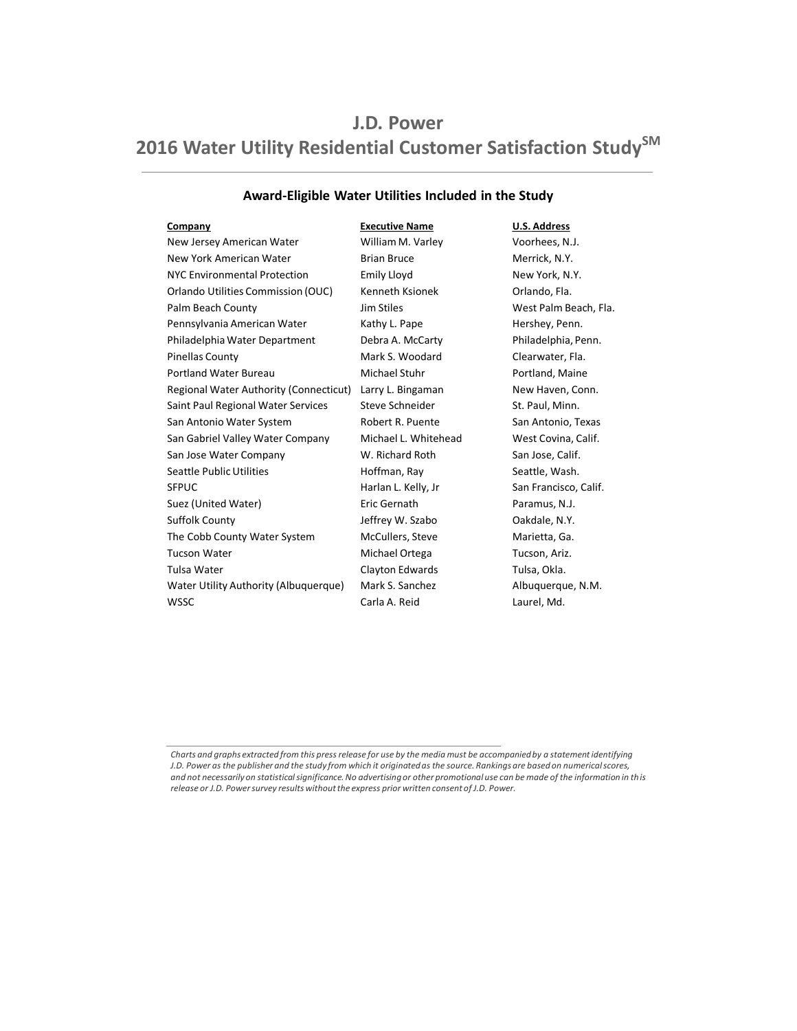# J.D. Power
# 2016 Water Utility Residential Customer Satisfaction Study[SM]

### Award-Eligible Water Utilities Included in the Study

| Company | Executive Name | U.S. Address |
|---|---|---|
| New Jersey American Water | William M. Varley | Voorhees, N.J. |
| New York American Water | Brian Bruce | Merrick, N.Y. |
| NYC Environmental Protection | Emily Lloyd | New York, N.Y. |
| Orlando Utilities Commission (OUC) | Kenneth Ksionek | Orlando, Fla. |
| Palm Beach County | Jim Stiles | West Palm Beach, Fla. |
| Pennsylvania American Water | Kathy L. Pape | Hershey, Penn. |
| Philadelphia Water Department | Debra A. McCarty | Philadelphia, Penn. |
| Pinellas County | Mark S. Woodard | Clearwater, Fla. |
| Portland Water Bureau | Michael Stuhr | Portland, Maine |
| Regional Water Authority (Connecticut) | Larry L. Bingaman | New Haven, Conn. |
| Saint Paul Regional Water Services | Steve Schneider | St. Paul, Minn. |
| San Antonio Water System | Robert R. Puente | San Antonio, Texas |
| San Gabriel Valley Water Company | Michael L. Whitehead | West Covina, Calif. |
| San Jose Water Company | W. Richard Roth | San Jose, Calif. |
| Seattle Public Utilities | Hoffman, Ray | Seattle, Wash. |
| SFPUC | Harlan L. Kelly, Jr | San Francisco, Calif. |
| Suez (United Water) | Eric Gernath | Paramus, N.J. |
| Suffolk County | Jeffrey W. Szabo | Oakdale, N.Y. |
| The Cobb County Water System | McCullers, Steve | Marietta, Ga. |
| Tucson Water | Michael Ortega | Tucson, Ariz. |
| Tulsa Water | Clayton Edwards | Tulsa, Okla. |
| Water Utility Authority (Albuquerque) | Mark S. Sanchez | Albuquerque, N.M. |
| WSSC | Carla A. Reid | Laurel, Md. |

*Charts and graphs extracted from this press release for use by the media must be accompanied by a statement identifying J.D. Power as the publisher and the study from which it originated as the source. Rankings are based on numerical scores, and not necessarily on statistical significance. No advertising or other promotional use can be made of the information in this release or J.D. Power survey results without the express prior written consent of J.D. Power.*